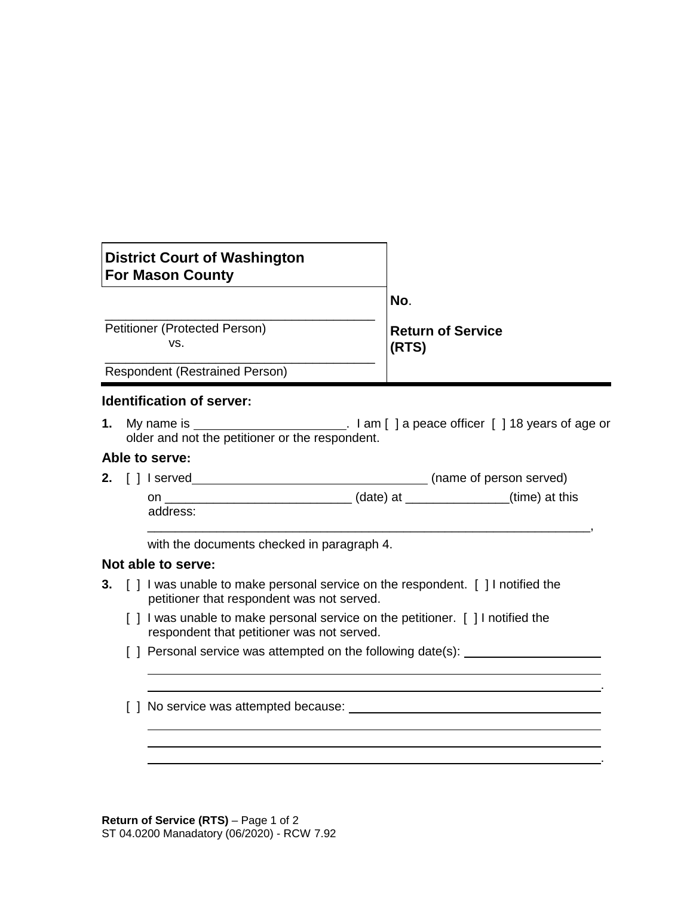| District Court of Washington For Mason County | |
|---|---|
| ______________________________________ Petitioner (Protected Person) vs. ______________________________________ Respondent (Restrained Person) | **No.** **Return of Service (RTS)** |

### Identification of server:

**1.** My name is ______________________. I am [ ] a peace officer [ ] 18 years of age or older and not the petitioner or the respondent.

### Able to serve:

**2.** [ ] I served__________________________________ (name of person served) on __________________________ (date) at ______________(time) at this address: _______________________________________________________________, with the documents checked in paragraph 4.

### Not able to serve:

**3.** [ ] I was unable to make personal service on the respondent. [ ] I notified the petitioner that respondent was not served.

[ ] I was unable to make personal service on the petitioner. [ ] I notified the respondent that petitioner was not served.

[ ] Personal service was attempted on the following date(s): ____________________
_______________________________________________________________
_______________________________________________________________.

[ ] No service was attempted because: ______________________________________
_______________________________________________________________
_______________________________________________________________
_______________________________________________________________.

**Return of Service (RTS)**
ST 04.0200 Manadatory (06/2020) - RCW 7.92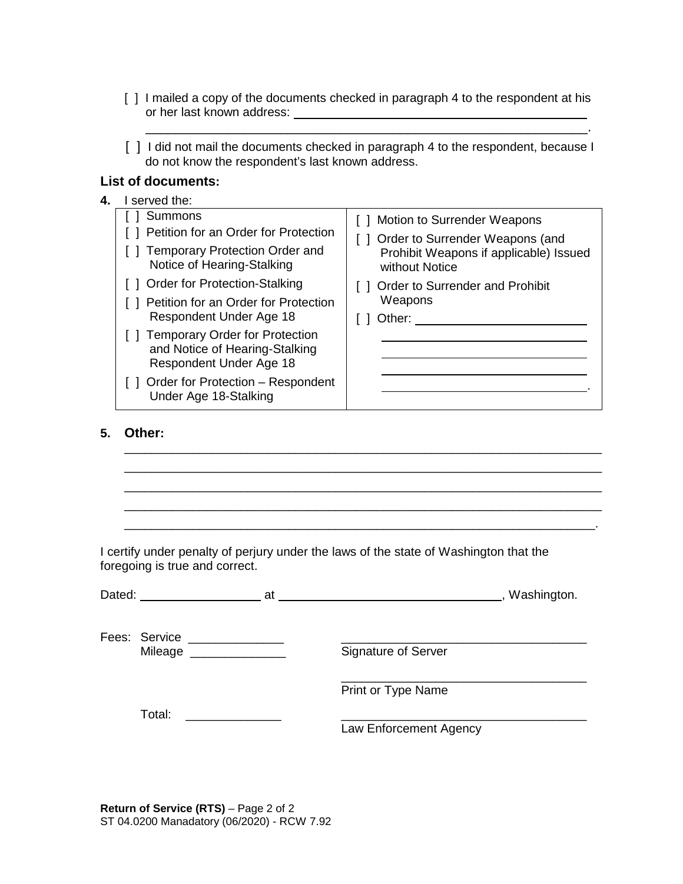[ ] I mailed a copy of the documents checked in paragraph 4 to the respondent at his or her last known address: ______________________________________________
________________________________________________________________.

[ ] I did not mail the documents checked in paragraph 4 to the respondent, because I do not know the respondent's last known address.

### List of documents:

**4.** I served the:

| | |
|---|---|
| [ ] Summons | [ ] Motion to Surrender Weapons |
| [ ] Petition for an Order for Protection | [ ] Order to Surrender Weapons (and Prohibit Weapons if applicable) Issued without Notice |
| [ ] Temporary Protection Order and Notice of Hearing-Stalking | [ ] Order to Surrender and Prohibit Weapons |
| [ ] Order for Protection-Stalking | [ ] Other: ______________________ |
| [ ] Petition for an Order for Protection Respondent Under Age 18 | ______________________ |
| [ ] Temporary Order for Protection and Notice of Hearing-Stalking Respondent Under Age 18 | ______________________ |
| [ ] Order for Protection – Respondent Under Age 18-Stalking | ______________________. |

**5. Other:**

________________________________________________________________
________________________________________________________________
________________________________________________________________
________________________________________________________________
________________________________________________________________.

I certify under penalty of perjury under the laws of the state of Washington that the foregoing is true and correct.

Dated: ________________ at ______________________________, Washington.

Fees: Service ______________
Mileage ______________

Total: ______________

____________________________________
Signature of Server

____________________________________
Print or Type Name

____________________________________
Law Enforcement Agency

**Return of Service (RTS)** – Page 2 of 2
ST 04.0200 Manadatory (06/2020) - RCW 7.92